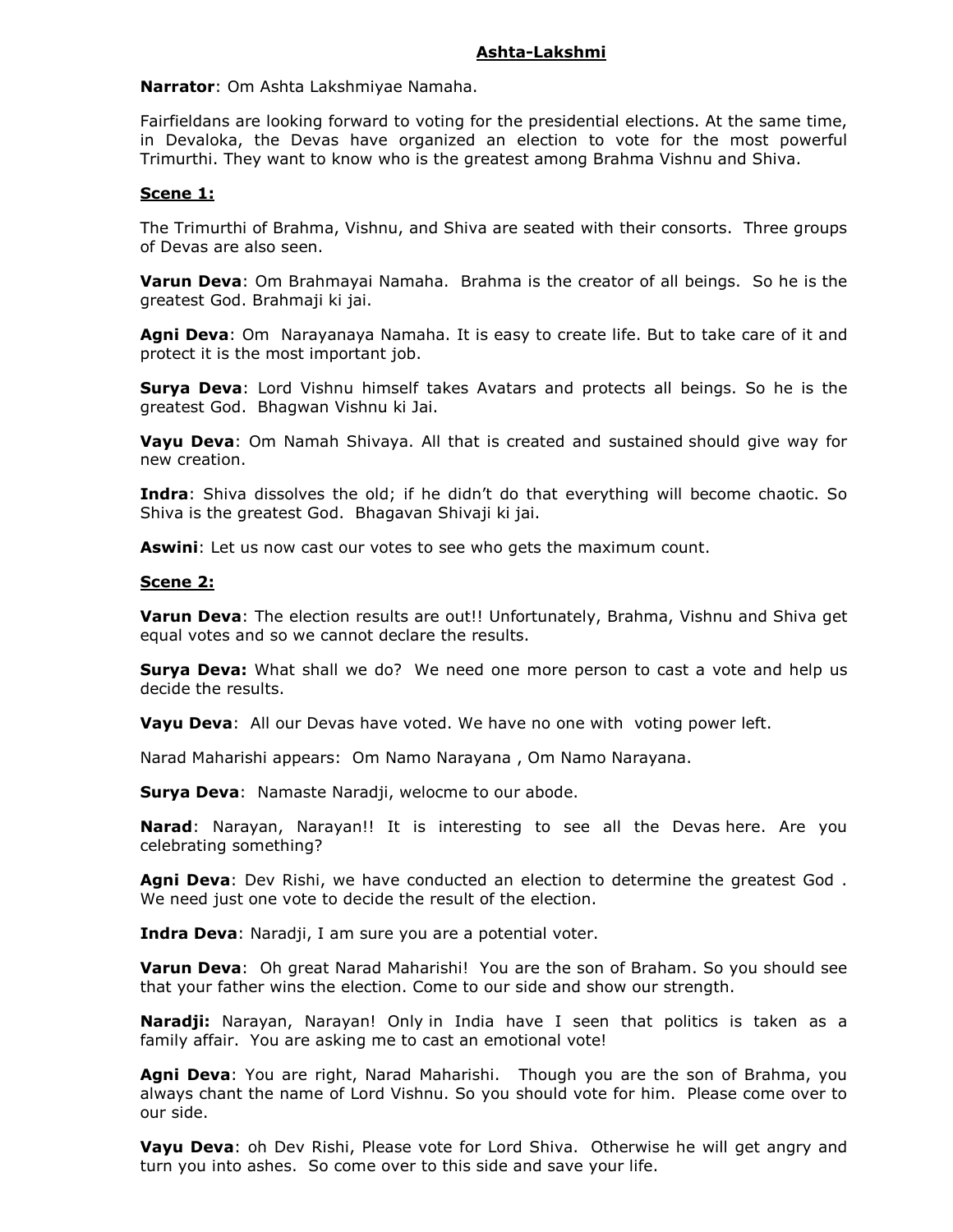## Ashta-Lakshmi

**Narrator**: Om Ashta Lakshmiyae Namaha.

Fairfieldans are looking forward to voting for the presidential elections. At the same time, in Devaloka, the Devas have organized an election to vote for the most powerful Trimurthi. They want to know who is the greatest among Brahma Vishnu and Shiva.

### Scene 1:

The Trimurthi of Brahma, Vishnu, and Shiva are seated with their consorts. Three groups of Devas are also seen.

**Varun Deva**: Om Brahmayai Namaha. Brahma is the creator of all beings. So he is the greatest God. Brahmaji ki jai.

**Agni Deva**: Om Narayanaya Namaha. It is easy to create life. But to take care of it and protect it is the most important job.

**Surya Deva**: Lord Vishnu himself takes Avatars and protects all beings. So he is the greatest God. Bhagwan Vishnu ki Jai.

**Vayu Deva**: Om Namah Shivaya. All that is created and sustained should give way for new creation.

**Indra**: Shiva dissolves the old; if he didn't do that everything will become chaotic. So Shiva is the greatest God. Bhagavan Shivaji ki jai.

**Aswini**: Let us now cast our votes to see who gets the maximum count.

### Scene 2:

**Varun Deva**: The election results are out!! Unfortunately, Brahma, Vishnu and Shiva get equal votes and so we cannot declare the results.

**Surya Deva:** What shall we do? We need one more person to cast a vote and help us decide the results.

**Vayu Deva**: All our Devas have voted. We have no one with voting power left.

Narad Maharishi appears: Om Namo Narayana , Om Namo Narayana.

**Surya Deva**: Namaste Naradji, welocme to our abode.

**Narad**: Narayan, Narayan!! It is interesting to see all the Devas here. Are you celebrating something?

**Agni Deva**: Dev Rishi, we have conducted an election to determine the greatest God . We need just one vote to decide the result of the election.

**Indra Deva**: Naradji, I am sure you are a potential voter.

**Varun Deva**: Oh great Narad Maharishi! You are the son of Braham. So you should see that your father wins the election. Come to our side and show our strength.

**Naradji:** Narayan, Narayan! Only in India have I seen that politics is taken as a family affair. You are asking me to cast an emotional vote!

**Agni Deva**: You are right, Narad Maharishi. Though you are the son of Brahma, you always chant the name of Lord Vishnu. So you should vote for him. Please come over to our side.

**Vayu Deva**: oh Dev Rishi, Please vote for Lord Shiva. Otherwise he will get angry and turn you into ashes. So come over to this side and save your life.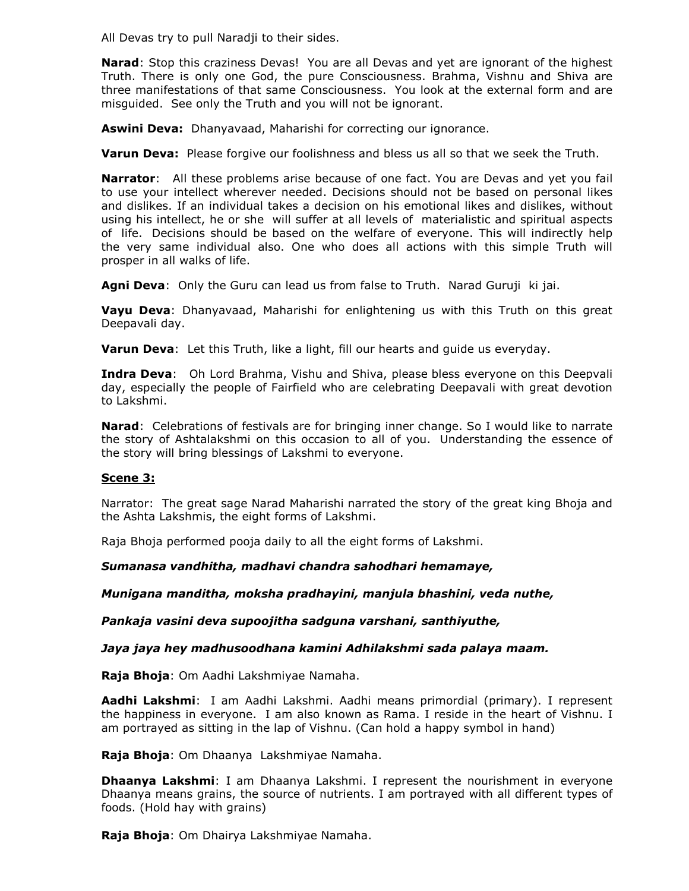All Devas try to pull Naradji to their sides.

**Narad**: Stop this craziness Devas! You are all Devas and yet are ignorant of the highest Truth. There is only one God, the pure Consciousness. Brahma, Vishnu and Shiva are three manifestations of that same Consciousness. You look at the external form and are misguided. See only the Truth and you will not be ignorant.

**Aswini Deva:** Dhanyavaad, Maharishi for correcting our ignorance.

**Varun Deva:** Please forgive our foolishness and bless us all so that we seek the Truth.

**Narrator**: All these problems arise because of one fact. You are Devas and yet you fail to use your intellect wherever needed. Decisions should not be based on personal likes and dislikes. If an individual takes a decision on his emotional likes and dislikes, without using his intellect, he or she will suffer at all levels of materialistic and spiritual aspects of life. Decisions should be based on the welfare of everyone. This will indirectly help the very same individual also. One who does all actions with this simple Truth will prosper in all walks of life.

**Agni Deva**: Only the Guru can lead us from false to Truth. Narad Guruji ki jai.

**Vayu Deva**: Dhanyavaad, Maharishi for enlightening us with this Truth on this great Deepavali day.

**Varun Deva**: Let this Truth, like a light, fill our hearts and guide us everyday.

**Indra Deva**: Oh Lord Brahma, Vishu and Shiva, please bless everyone on this Deepvali day, especially the people of Fairfield who are celebrating Deepavali with great devotion to Lakshmi.

**Narad**: Celebrations of festivals are for bringing inner change. So I would like to narrate the story of Ashtalakshmi on this occasion to all of you. Understanding the essence of the story will bring blessings of Lakshmi to everyone.

**<u>Scene 3:</u>**

Narrator: The great sage Narad Maharishi narrated the story of the great king Bhoja and the Ashta Lakshmis, the eight forms of Lakshmi.

Raja Bhoja performed pooja daily to all the eight forms of Lakshmi.

***Sumanasa vandhitha, madhavi chandra sahodhari hemamaye,***

***Munigana manditha, moksha pradhayini, manjula bhashini, veda nuthe,***

***Pankaja vasini deva supoojitha sadguna varshani, santhiyuthe,***

***Jaya jaya hey madhusoodhana kamini Adhilakshmi sada palaya maam.***

**Raja Bhoja**: Om Aadhi Lakshmiyae Namaha.

**Aadhi Lakshmi**: I am Aadhi Lakshmi. Aadhi means primordial (primary). I represent the happiness in everyone. I am also known as Rama. I reside in the heart of Vishnu. I am portrayed as sitting in the lap of Vishnu. (Can hold a happy symbol in hand)

**Raja Bhoja**: Om Dhaanya Lakshmiyae Namaha.

**Dhaanya Lakshmi**: I am Dhaanya Lakshmi. I represent the nourishment in everyone Dhaanya means grains, the source of nutrients. I am portrayed with all different types of foods. (Hold hay with grains)

**Raja Bhoja**: Om Dhairya Lakshmiyae Namaha.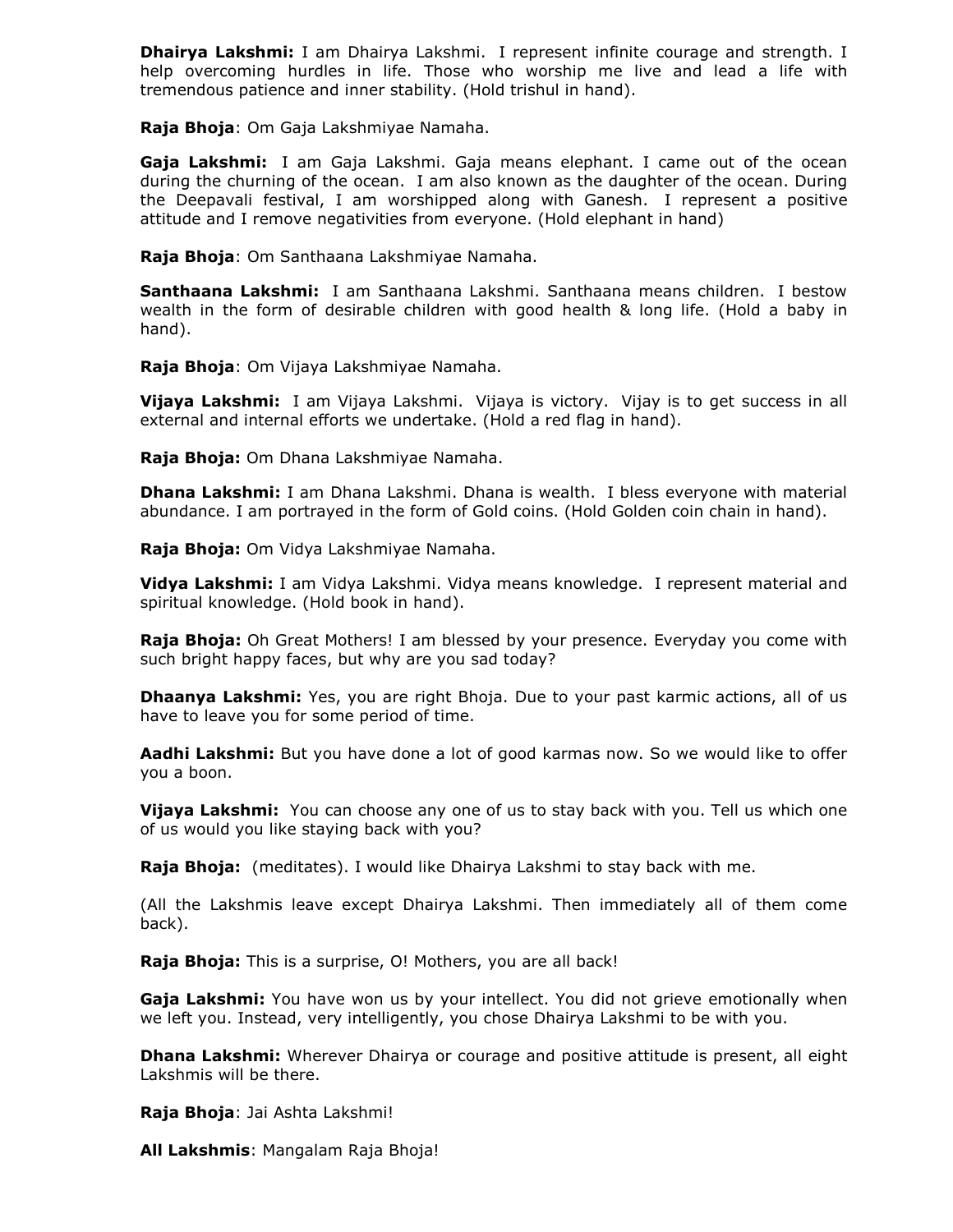**Dhairya Lakshmi:** I am Dhairya Lakshmi. I represent infinite courage and strength. I help overcoming hurdles in life. Those who worship me live and lead a life with tremendous patience and inner stability. (Hold trishul in hand).

**Raja Bhoja**: Om Gaja Lakshmiyae Namaha.

**Gaja Lakshmi:** I am Gaja Lakshmi. Gaja means elephant. I came out of the ocean during the churning of the ocean. I am also known as the daughter of the ocean. During the Deepavali festival, I am worshipped along with Ganesh. I represent a positive attitude and I remove negativities from everyone. (Hold elephant in hand)

**Raja Bhoja**: Om Santhaana Lakshmiyae Namaha.

**Santhaana Lakshmi:** I am Santhaana Lakshmi. Santhaana means children. I bestow wealth in the form of desirable children with good health & long life. (Hold a baby in hand).

**Raja Bhoja**: Om Vijaya Lakshmiyae Namaha.

**Vijaya Lakshmi:** I am Vijaya Lakshmi. Vijaya is victory. Vijay is to get success in all external and internal efforts we undertake. (Hold a red flag in hand).

**Raja Bhoja:** Om Dhana Lakshmiyae Namaha.

**Dhana Lakshmi:** I am Dhana Lakshmi. Dhana is wealth. I bless everyone with material abundance. I am portrayed in the form of Gold coins. (Hold Golden coin chain in hand).

**Raja Bhoja:** Om Vidya Lakshmiyae Namaha.

**Vidya Lakshmi:** I am Vidya Lakshmi. Vidya means knowledge. I represent material and spiritual knowledge. (Hold book in hand).

**Raja Bhoja:** Oh Great Mothers! I am blessed by your presence. Everyday you come with such bright happy faces, but why are you sad today?

**Dhaanya Lakshmi:** Yes, you are right Bhoja. Due to your past karmic actions, all of us have to leave you for some period of time.

**Aadhi Lakshmi:** But you have done a lot of good karmas now. So we would like to offer you a boon.

**Vijaya Lakshmi:** You can choose any one of us to stay back with you. Tell us which one of us would you like staying back with you?

**Raja Bhoja:** (meditates). I would like Dhairya Lakshmi to stay back with me.

(All the Lakshmis leave except Dhairya Lakshmi. Then immediately all of them come back).

**Raja Bhoja:** This is a surprise, O! Mothers, you are all back!

**Gaja Lakshmi:** You have won us by your intellect. You did not grieve emotionally when we left you. Instead, very intelligently, you chose Dhairya Lakshmi to be with you.

**Dhana Lakshmi:** Wherever Dhairya or courage and positive attitude is present, all eight Lakshmis will be there.

**Raja Bhoja**: Jai Ashta Lakshmi!

**All Lakshmis**: Mangalam Raja Bhoja!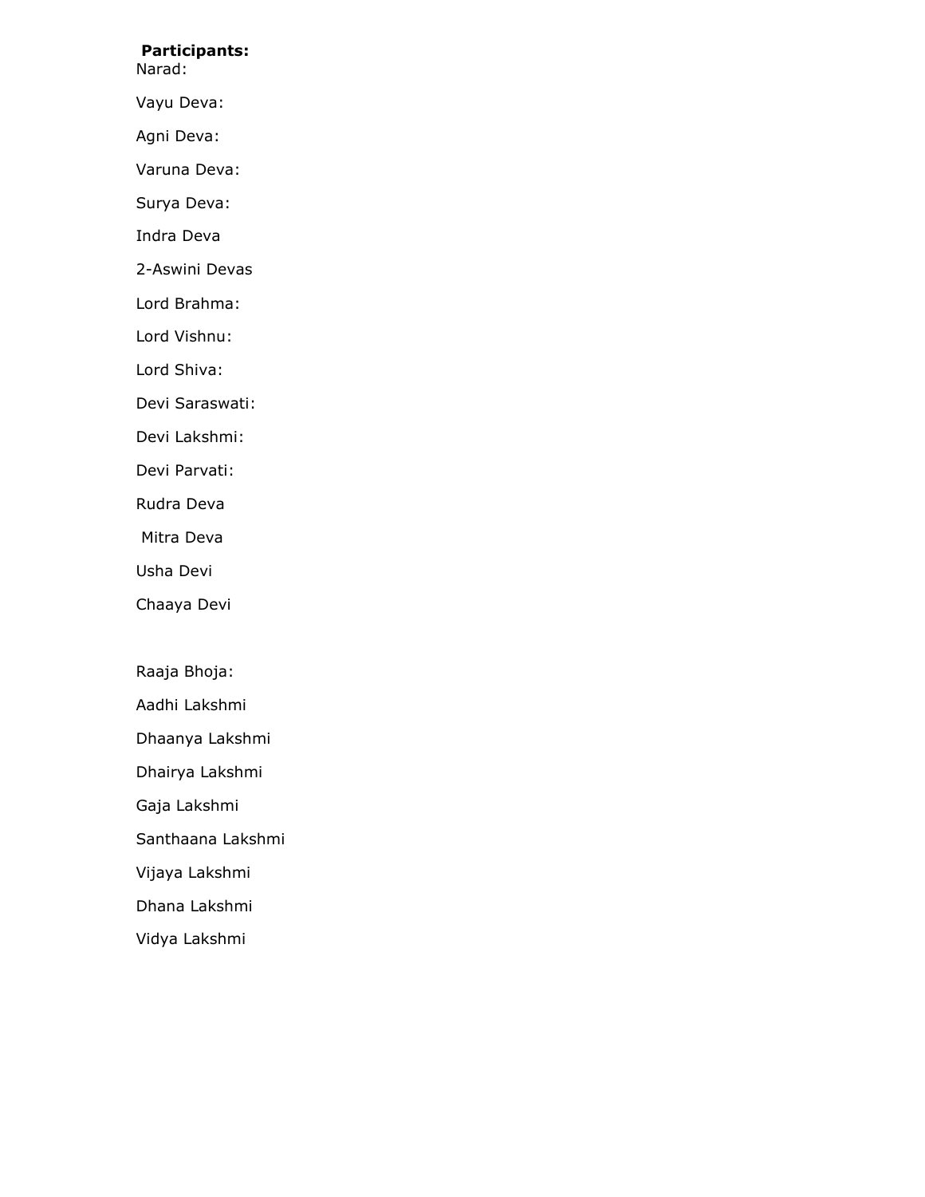**Participants:**

Narad:

Vayu Deva:

Agni Deva:

Varuna Deva:

Surya Deva:

Indra Deva

2-Aswini Devas

Lord Brahma:

Lord Vishnu:

Lord Shiva:

Devi Saraswati:

Devi Lakshmi:

Devi Parvati:

Rudra Deva

Mitra Deva

Usha Devi

Chaaya Devi

Raaja Bhoja:

Aadhi Lakshmi

Dhaanya Lakshmi

Dhairya Lakshmi

Gaja Lakshmi

Santhaana Lakshmi

Vijaya Lakshmi

Dhana Lakshmi

Vidya Lakshmi